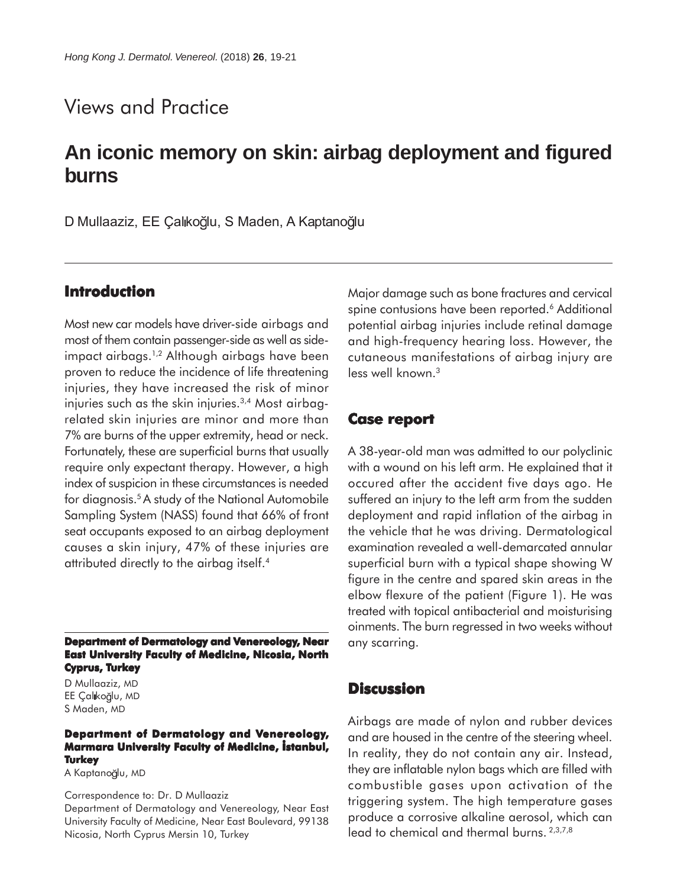Views and Practice

# An iconic memory on skin: airbag deployment and figured burns

D Mullaaziz, EE Çalıkoğlu, S Maden, A Kaptanoğlu

## Introduction

Most new car models have driver-side airbags and most of them contain passenger-side as well as side-impact airbags.[1,2] Although airbags have been proven to reduce the incidence of life threatening injuries, they have increased the risk of minor injuries such as the skin injuries.[3,4] Most airbag-related skin injuries are minor and more than 7% are burns of the upper extremity, head or neck. Fortunately, these are superficial burns that usually require only expectant therapy. However, a high index of suspicion in these circumstances is needed for diagnosis.[5] A study of the National Automobile Sampling System (NASS) found that 66% of front seat occupants exposed to an airbag deployment causes a skin injury, 47% of these injuries are attributed directly to the airbag itself.[4]

**Department of Dermatology and Venereology, Near East University Faculty of Medicine, Nicosia, North Cyprus, Turkey**

D Mullaaziz, MD
EE Çalıkoğlu, MD
S Maden, MD

**Department of Dermatology and Venereology, Marmara University Faculty of Medicine, İstanbul, Turkey**

A Kaptanoğlu, MD

Correspondence to: Dr. D Mullaaziz
Department of Dermatology and Venereology, Near East University Faculty of Medicine, Near East Boulevard, 99138 Nicosia, North Cyprus Mersin 10, Turkey

Major damage such as bone fractures and cervical spine contusions have been reported.[6] Additional potential airbag injuries include retinal damage and high-frequency hearing loss. However, the cutaneous manifestations of airbag injury are less well known.[3]

## Case report

A 38-year-old man was admitted to our polyclinic with a wound on his left arm. He explained that it occured after the accident five days ago. He suffered an injury to the left arm from the sudden deployment and rapid inflation of the airbag in the vehicle that he was driving. Dermatological examination revealed a well-demarcated annular superficial burn with a typical shape showing W figure in the centre and spared skin areas in the elbow flexure of the patient (Figure 1). He was treated with topical antibacterial and moisturising oinments. The burn regressed in two weeks without any scarring.

## Discussion

Airbags are made of nylon and rubber devices and are housed in the centre of the steering wheel. In reality, they do not contain any air. Instead, they are inflatable nylon bags which are filled with combustible gases upon activation of the triggering system. The high temperature gases produce a corrosive alkaline aerosol, which can lead to chemical and thermal burns.[2,3,7,8]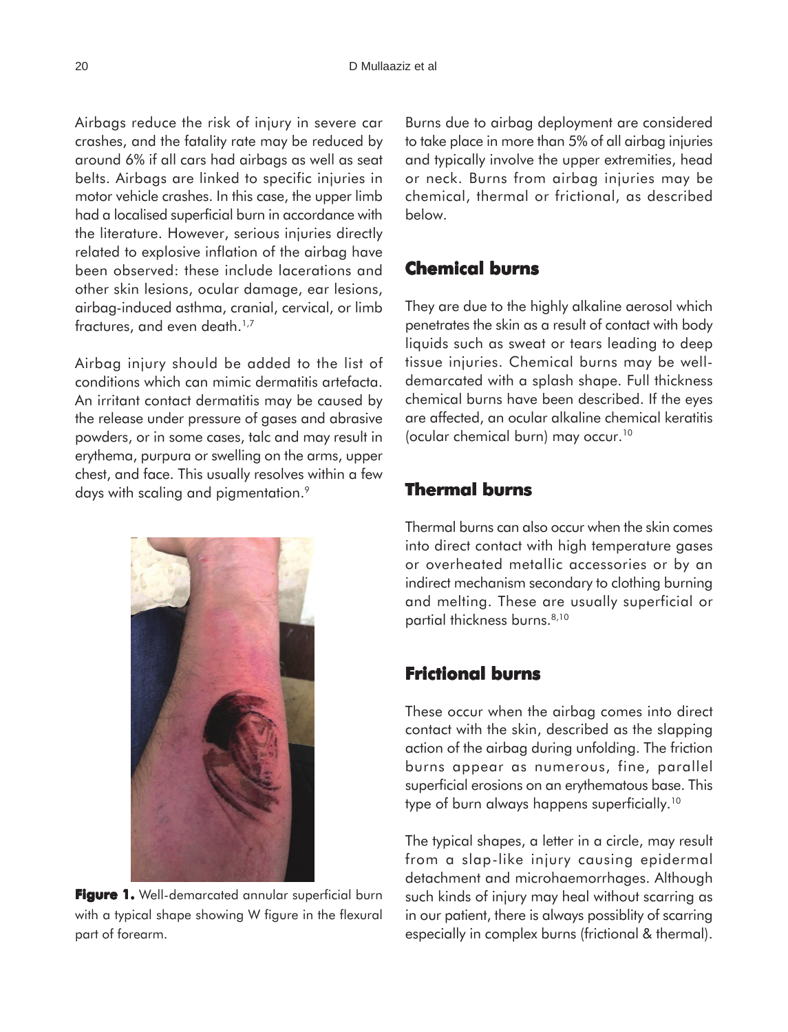Airbags reduce the risk of injury in severe car crashes, and the fatality rate may be reduced by around 6% if all cars had airbags as well as seat belts. Airbags are linked to specific injuries in motor vehicle crashes. In this case, the upper limb had a localised superficial burn in accordance with the literature. However, serious injuries directly related to explosive inflation of the airbag have been observed: these include lacerations and other skin lesions, ocular damage, ear lesions, airbag-induced asthma, cranial, cervical, or limb fractures, and even death.[1,7]

Airbag injury should be added to the list of conditions which can mimic dermatitis artefacta. An irritant contact dermatitis may be caused by the release under pressure of gases and abrasive powders, or in some cases, talc and may result in erythema, purpura or swelling on the arms, upper chest, and face. This usually resolves within a few days with scaling and pigmentation.[9]

**Figure 1.** Well-demarcated annular superficial burn with a typical shape showing W figure in the flexural part of forearm.

Burns due to airbag deployment are considered to take place in more than 5% of all airbag injuries and typically involve the upper extremities, head or neck. Burns from airbag injuries may be chemical, thermal or frictional, as described below.

## Chemical burns

They are due to the highly alkaline aerosol which penetrates the skin as a result of contact with body liquids such as sweat or tears leading to deep tissue injuries. Chemical burns may be well-demarcated with a splash shape. Full thickness chemical burns have been described. If the eyes are affected, an ocular alkaline chemical keratitis (ocular chemical burn) may occur.[10]

## Thermal burns

Thermal burns can also occur when the skin comes into direct contact with high temperature gases or overheated metallic accessories or by an indirect mechanism secondary to clothing burning and melting. These are usually superficial or partial thickness burns.[8,10]

## Frictional burns

These occur when the airbag comes into direct contact with the skin, described as the slapping action of the airbag during unfolding. The friction burns appear as numerous, fine, parallel superficial erosions on an erythematous base. This type of burn always happens superficially.[10]

The typical shapes, a letter in a circle, may result from a slap-like injury causing epidermal detachment and microhaemorrhages. Although such kinds of injury may heal without scarring as in our patient, there is always possiblity of scarring especially in complex burns (frictional & thermal).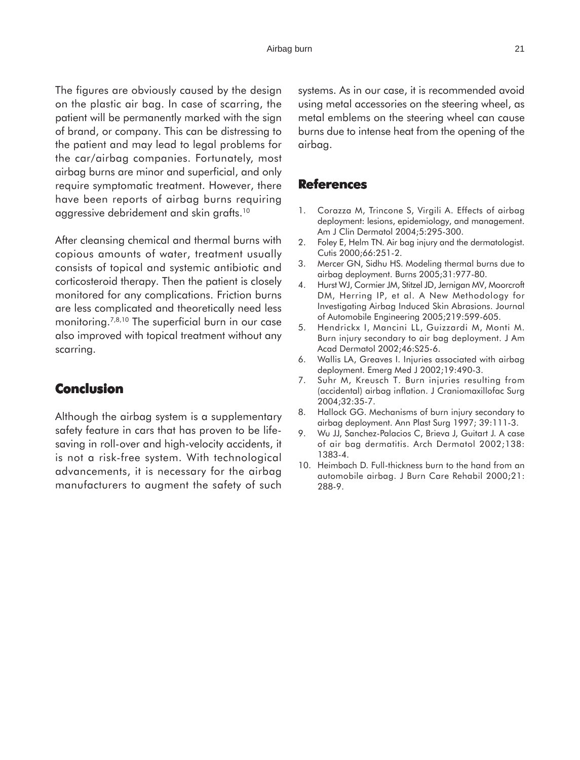The figures are obviously caused by the design on the plastic air bag. In case of scarring, the patient will be permanently marked with the sign of brand, or company. This can be distressing to the patient and may lead to legal problems for the car/airbag companies. Fortunately, most airbag burns are minor and superficial, and only require symptomatic treatment. However, there have been reports of airbag burns requiring aggressive debridement and skin grafts.[10]

After cleansing chemical and thermal burns with copious amounts of water, treatment usually consists of topical and systemic antibiotic and corticosteroid therapy. Then the patient is closely monitored for any complications. Friction burns are less complicated and theoretically need less monitoring.[7,8,10] The superficial burn in our case also improved with topical treatment without any scarring.

## Conclusion

Although the airbag system is a supplementary safety feature in cars that has proven to be life-saving in roll-over and high-velocity accidents, it is not a risk-free system. With technological advancements, it is necessary for the airbag manufacturers to augment the safety of such systems. As in our case, it is recommended avoid using metal accessories on the steering wheel, as metal emblems on the steering wheel can cause burns due to intense heat from the opening of the airbag.

## References

1. Corazza M, Trincone S, Virgili A. Effects of airbag deployment: lesions, epidemiology, and management. Am J Clin Dermatol 2004;5:295-300.
2. Foley E, Helm TN. Air bag injury and the dermatologist. Cutis 2000;66:251-2.
3. Mercer GN, Sidhu HS. Modeling thermal burns due to airbag deployment. Burns 2005;31:977-80.
4. Hurst WJ, Cormier JM, Stitzel JD, Jernigan MV, Moorcroft DM, Herring IP, et al. A New Methodology for Investigating Airbag Induced Skin Abrasions. Journal of Automobile Engineering 2005;219:599-605.
5. Hendrickx I, Mancini LL, Guizzardi M, Monti M. Burn injury secondary to air bag deployment. J Am Acad Dermatol 2002;46:S25-6.
6. Wallis LA, Greaves I. Injuries associated with airbag deployment. Emerg Med J 2002;19:490-3.
7. Suhr M, Kreusch T. Burn injuries resulting from (accidental) airbag inflation. J Craniomaxillofac Surg 2004;32:35-7.
8. Hallock GG. Mechanisms of burn injury secondary to airbag deployment. Ann Plast Surg 1997; 39:111-3.
9. Wu JJ, Sanchez-Palacios C, Brieva J, Guitart J. A case of air bag dermatitis. Arch Dermatol 2002;138: 1383-4.
10. Heimbach D. Full-thickness burn to the hand from an automobile airbag. J Burn Care Rehabil 2000;21: 288-9.